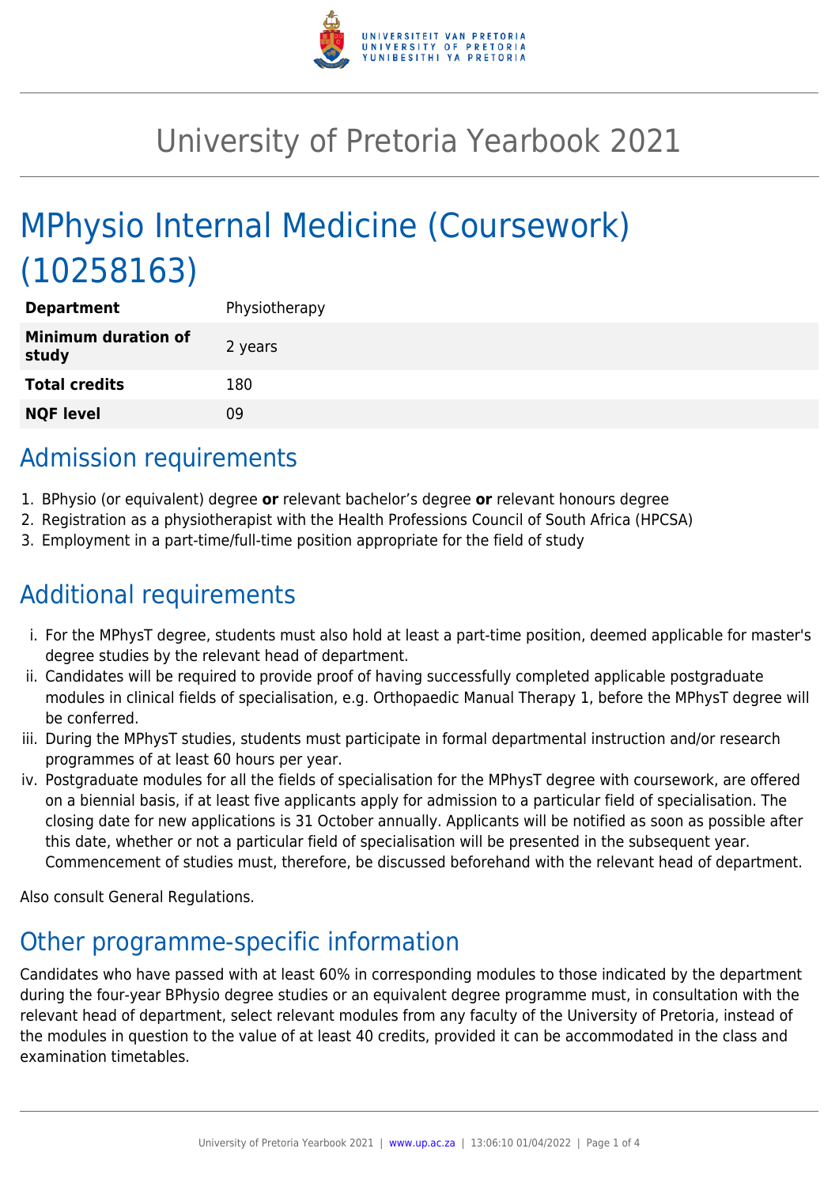# University of Pretoria Yearbook 2021

# MPhysio Internal Medicine (Coursework) (10258163)

| Department | Physiotherapy |
|---|---|
| **Minimum duration of study** | 2 years |
| **Total credits** | 180 |
| **NQF level** | 09 |

## Admission requirements

1. BPhysio (or equivalent) degree **or** relevant bachelor's degree **or** relevant honours degree
2. Registration as a physiotherapist with the Health Professions Council of South Africa (HPCSA)
3. Employment in a part-time/full-time position appropriate for the field of study

## Additional requirements

i. For the MPhysT degree, students must also hold at least a part-time position, deemed applicable for master's degree studies by the relevant head of department.

ii. Candidates will be required to provide proof of having successfully completed applicable postgraduate modules in clinical fields of specialisation, e.g. Orthopaedic Manual Therapy 1, before the MPhysT degree will be conferred.

iii. During the MPhysT studies, students must participate in formal departmental instruction and/or research programmes of at least 60 hours per year.

iv. Postgraduate modules for all the fields of specialisation for the MPhysT degree with coursework, are offered on a biennial basis, if at least five applicants apply for admission to a particular field of specialisation. The closing date for new applications is 31 October annually. Applicants will be notified as soon as possible after this date, whether or not a particular field of specialisation will be presented in the subsequent year. Commencement of studies must, therefore, be discussed beforehand with the relevant head of department.

Also consult General Regulations.

## Other programme-specific information

Candidates who have passed with at least 60% in corresponding modules to those indicated by the department during the four-year BPhysio degree studies or an equivalent degree programme must, in consultation with the relevant head of department, select relevant modules from any faculty of the University of Pretoria, instead of the modules in question to the value of at least 40 credits, provided it can be accommodated in the class and examination timetables.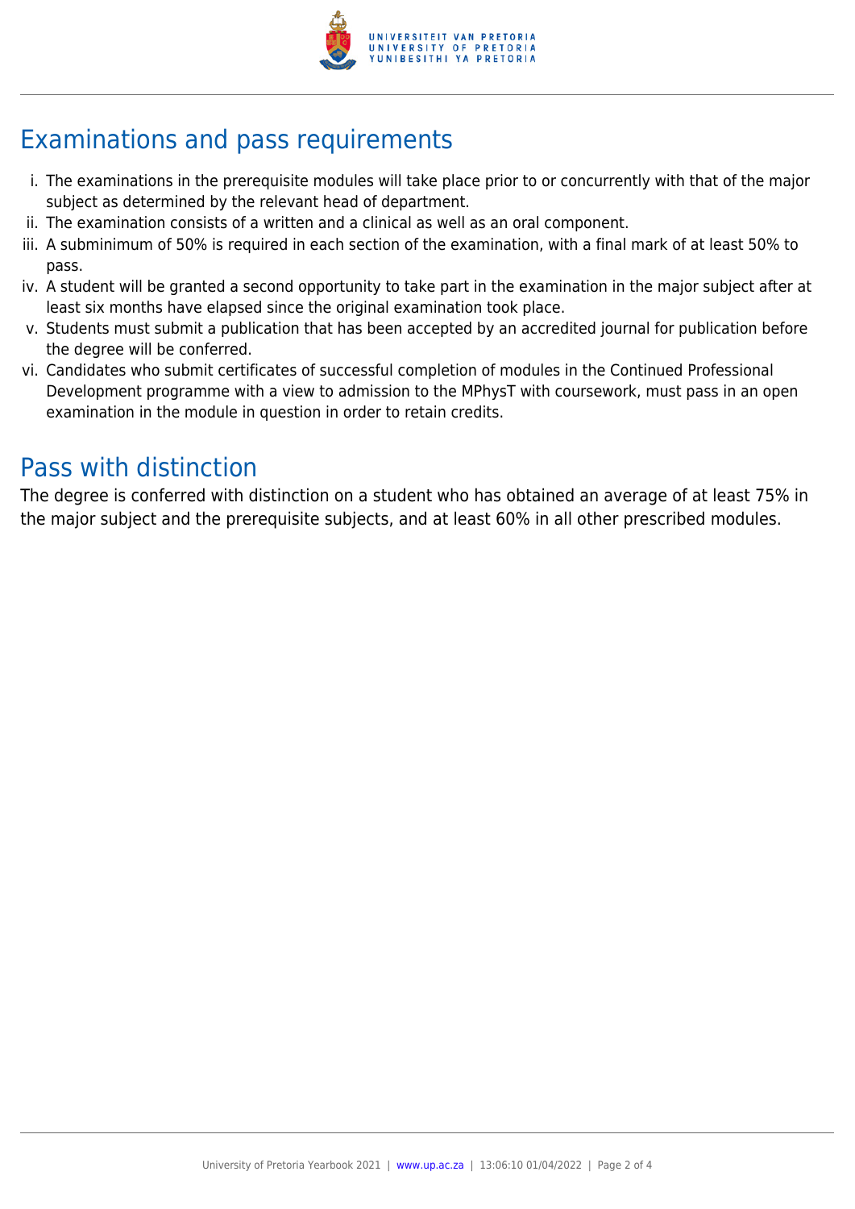## Examinations and pass requirements

i. The examinations in the prerequisite modules will take place prior to or concurrently with that of the major subject as determined by the relevant head of department.
ii. The examination consists of a written and a clinical as well as an oral component.
iii. A subminimum of 50% is required in each section of the examination, with a final mark of at least 50% to pass.
iv. A student will be granted a second opportunity to take part in the examination in the major subject after at least six months have elapsed since the original examination took place.
v. Students must submit a publication that has been accepted by an accredited journal for publication before the degree will be conferred.
vi. Candidates who submit certificates of successful completion of modules in the Continued Professional Development programme with a view to admission to the MPhysT with coursework, must pass in an open examination in the module in question in order to retain credits.

## Pass with distinction

The degree is conferred with distinction on a student who has obtained an average of at least 75% in the major subject and the prerequisite subjects, and at least 60% in all other prescribed modules.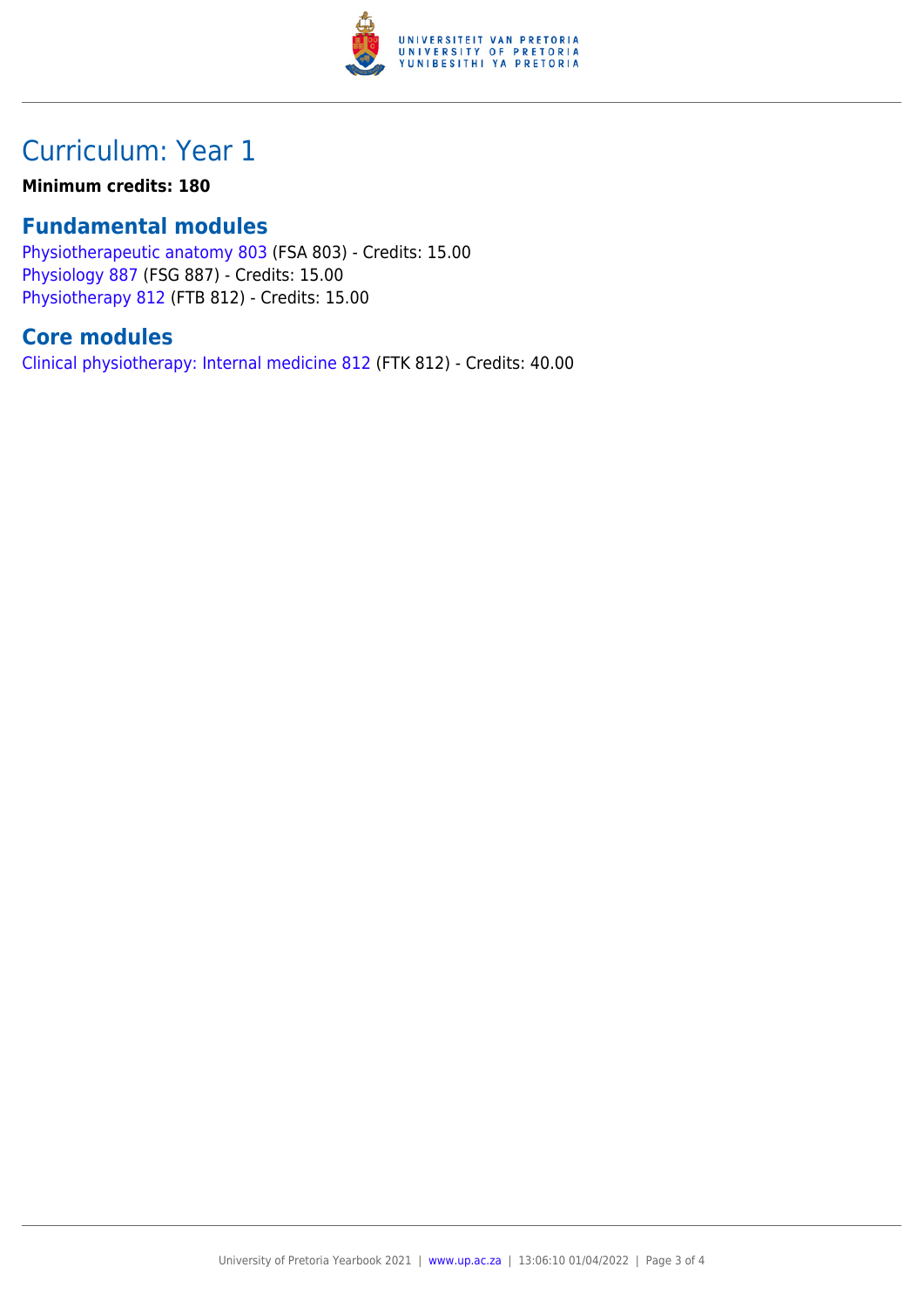# Curriculum: Year 1

**Minimum credits: 180**

## Fundamental modules

Physiotherapeutic anatomy 803 (FSA 803) - Credits: 15.00
Physiology 887 (FSG 887) - Credits: 15.00
Physiotherapy 812 (FTB 812) - Credits: 15.00

## Core modules

Clinical physiotherapy: Internal medicine 812 (FTK 812) - Credits: 40.00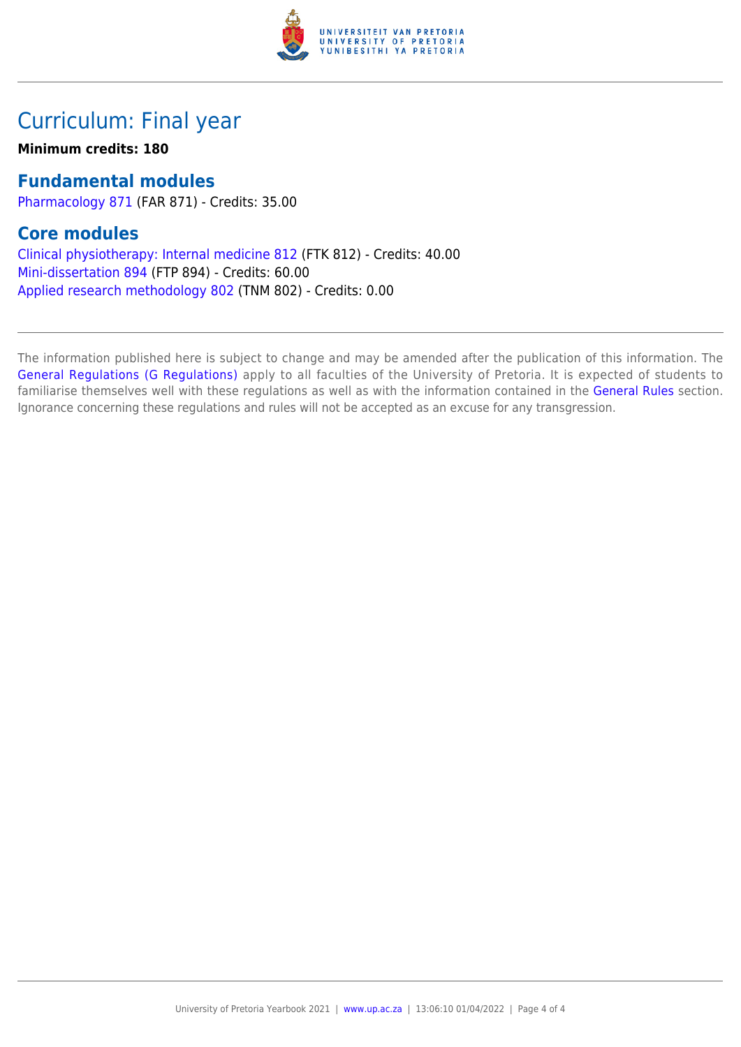# Curriculum: Final year

**Minimum credits: 180**

## Fundamental modules

Pharmacology 871 (FAR 871) - Credits: 35.00

## Core modules

Clinical physiotherapy: Internal medicine 812 (FTK 812) - Credits: 40.00
Mini-dissertation 894 (FTP 894) - Credits: 60.00
Applied research methodology 802 (TNM 802) - Credits: 0.00

The information published here is subject to change and may be amended after the publication of this information. The General Regulations (G Regulations) apply to all faculties of the University of Pretoria. It is expected of students to familiarise themselves well with these regulations as well as with the information contained in the General Rules section. Ignorance concerning these regulations and rules will not be accepted as an excuse for any transgression.